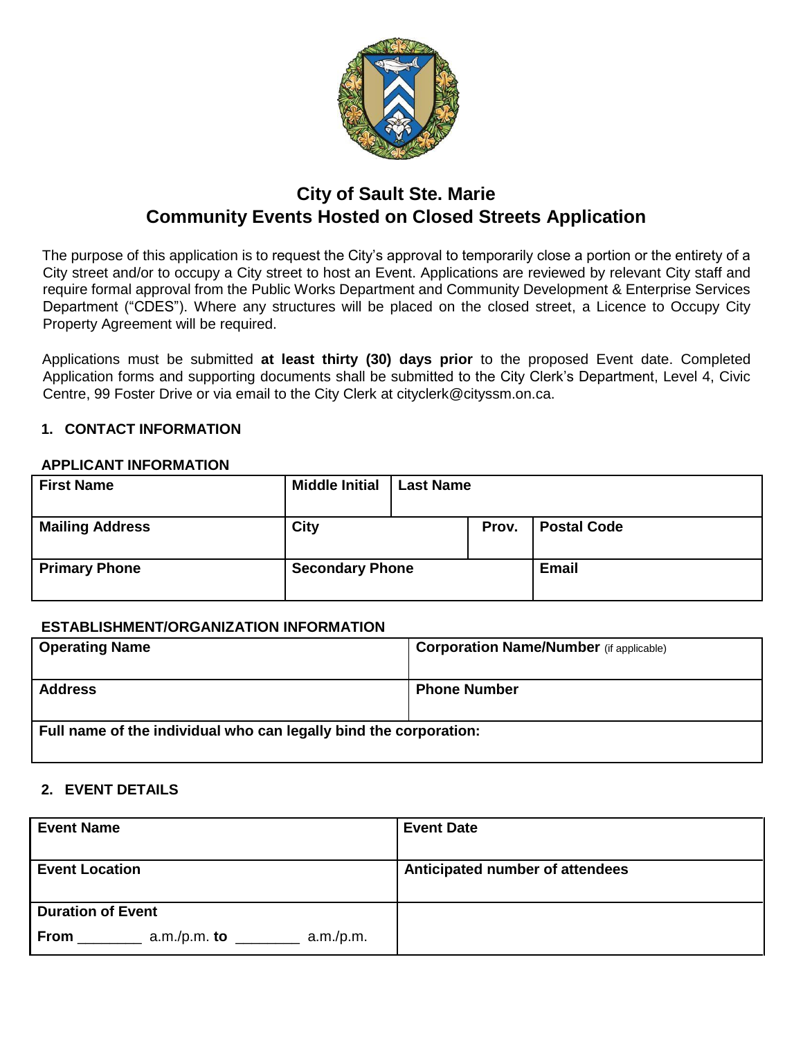# City of Sault Ste. Marie
# Community Events Hosted on Closed Streets Application

The purpose of this application is to request the City's approval to temporarily close a portion or the entirety of a City street and/or to occupy a City street to host an Event. Applications are reviewed by relevant City staff and require formal approval from the Public Works Department and Community Development & Enterprise Services Department ("CDES"). Where any structures will be placed on the closed street, a Licence to Occupy City Property Agreement will be required.

Applications must be submitted **at least thirty (30) days prior** to the proposed Event date. Completed Application forms and supporting documents shall be submitted to the City Clerk's Department, Level 4, Civic Centre, 99 Foster Drive or via email to the City Clerk at cityclerk@cityssm.on.ca.

## 1. CONTACT INFORMATION

### APPLICANT INFORMATION

| First Name | Middle Initial | Last Name | | |
|---|---|---|---|---|
| **Mailing Address** | **City** | | **Prov.** | **Postal Code** |
| **Primary Phone** | **Secondary Phone** | | | **Email** |

### ESTABLISHMENT/ORGANIZATION INFORMATION

| Operating Name | Corporation Name/Number (if applicable) |
|---|---|
| **Address** | **Phone Number** |
| **Full name of the individual who can legally bind the corporation:** | |

## 2. EVENT DETAILS

| Event Name | Event Date |
|---|---|
| **Event Location** | **Anticipated number of attendees** |
| **Duration of Event**<br>**From** ________ a.m./p.m. **to** ________ a.m./p.m. | |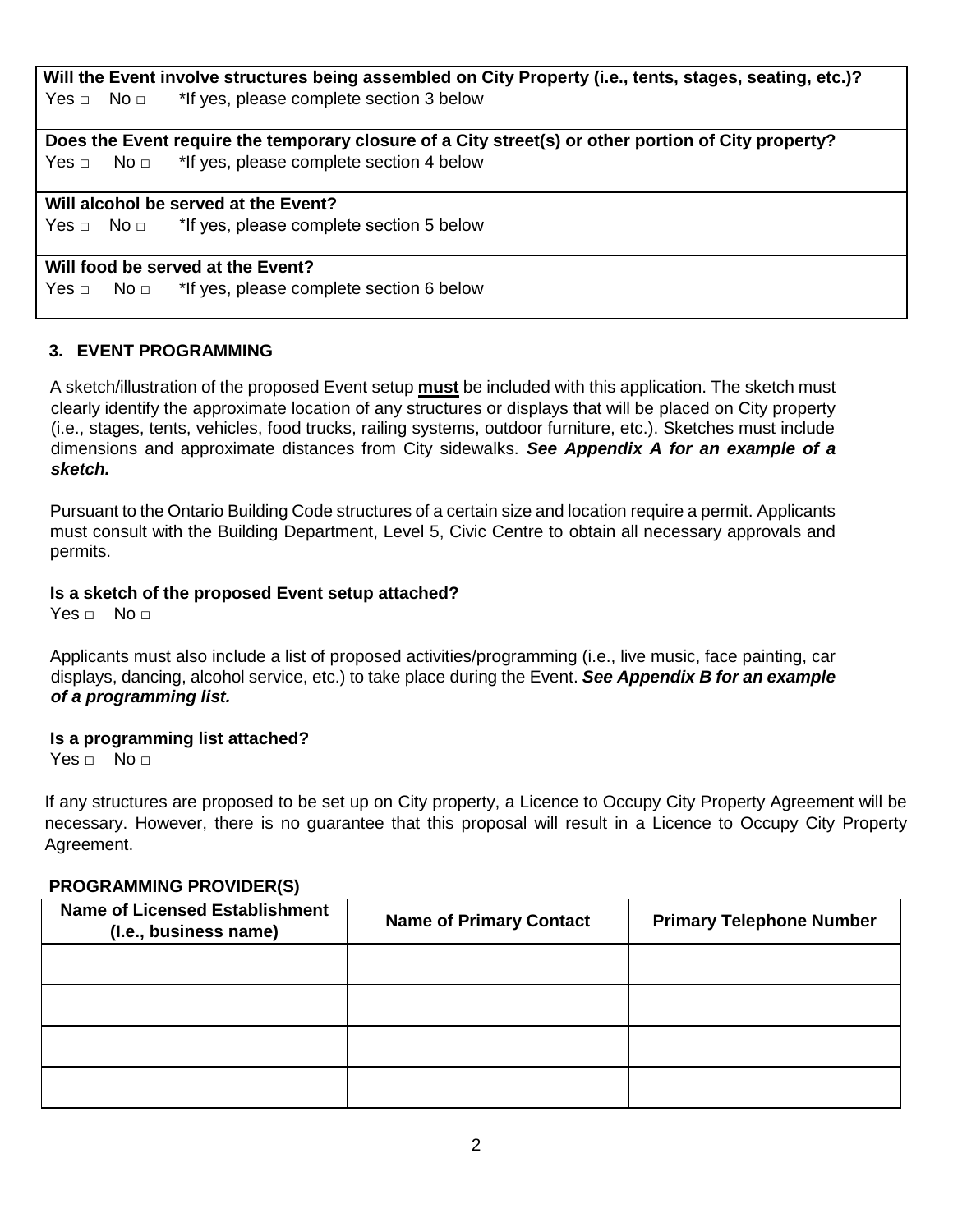**Will the Event involve structures being assembled on City Property (i.e., tents, stages, seating, etc.)?**
Yes □ No □ *If yes, please complete section 3 below

**Does the Event require the temporary closure of a City street(s) or other portion of City property?**
Yes □ No □ *If yes, please complete section 4 below

**Will alcohol be served at the Event?**
Yes □ No □ *If yes, please complete section 5 below

**Will food be served at the Event?**
Yes □ No □ *If yes, please complete section 6 below

## 3. EVENT PROGRAMMING

A sketch/illustration of the proposed Event setup **must** be included with this application. The sketch must clearly identify the approximate location of any structures or displays that will be placed on City property (i.e., stages, tents, vehicles, food trucks, railing systems, outdoor furniture, etc.). Sketches must include dimensions and approximate distances from City sidewalks. ***See Appendix A for an example of a sketch.***

Pursuant to the Ontario Building Code structures of a certain size and location require a permit. Applicants must consult with the Building Department, Level 5, Civic Centre to obtain all necessary approvals and permits.

**Is a sketch of the proposed Event setup attached?**
Yes □ No □

Applicants must also include a list of proposed activities/programming (i.e., live music, face painting, car displays, dancing, alcohol service, etc.) to take place during the Event. ***See Appendix B for an example of a programming list.***

**Is a programming list attached?**
Yes □ No □

If any structures are proposed to be set up on City property, a Licence to Occupy City Property Agreement will be necessary. However, there is no guarantee that this proposal will result in a Licence to Occupy City Property Agreement.

**PROGRAMMING PROVIDER(S)**

| Name of Licensed Establishment (I.e., business name) | Name of Primary Contact | Primary Telephone Number |
|---|---|---|
| | | |
| | | |
| | | |
| | | |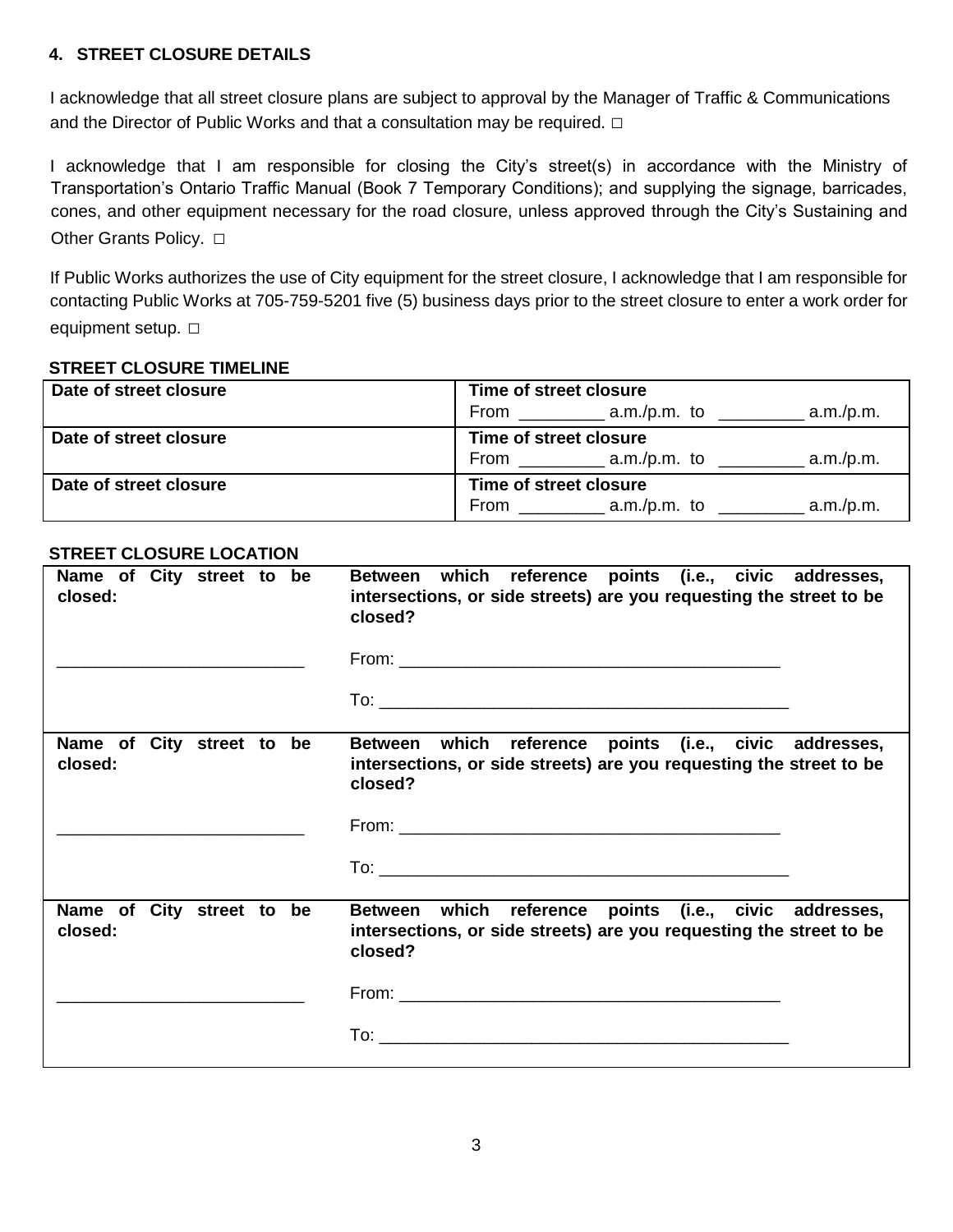## 4. STREET CLOSURE DETAILS

I acknowledge that all street closure plans are subject to approval by the Manager of Traffic & Communications and the Director of Public Works and that a consultation may be required. □

I acknowledge that I am responsible for closing the City's street(s) in accordance with the Ministry of Transportation's Ontario Traffic Manual (Book 7 Temporary Conditions); and supplying the signage, barricades, cones, and other equipment necessary for the road closure, unless approved through the City's Sustaining and Other Grants Policy. □

If Public Works authorizes the use of City equipment for the street closure, I acknowledge that I am responsible for contacting Public Works at 705-759-5201 five (5) business days prior to the street closure to enter a work order for equipment setup. □

### STREET CLOSURE TIMELINE

| Date of street closure | Time of street closure<br>From _________ a.m./p.m. to _________ a.m./p.m. |
|---|---|
| **Date of street closure** | **Time of street closure**<br>From _________ a.m./p.m. to _________ a.m./p.m. |
| **Date of street closure** | **Time of street closure**<br>From _________ a.m./p.m. to _________ a.m./p.m. |

### STREET CLOSURE LOCATION

| Name of City street to be closed: | Between which reference points (i.e., civic addresses, intersections, or side streets) are you requesting the street to be closed? |
|---|---|
| __________________________ | From: __________________________________________<br>To: ____________________________________________ |
| **Name of City street to be closed:** | **Between which reference points (i.e., civic addresses, intersections, or side streets) are you requesting the street to be closed?** |
| __________________________ | From: __________________________________________<br>To: ____________________________________________ |
| **Name of City street to be closed:** | **Between which reference points (i.e., civic addresses, intersections, or side streets) are you requesting the street to be closed?** |
| __________________________ | From: __________________________________________<br>To: ____________________________________________ |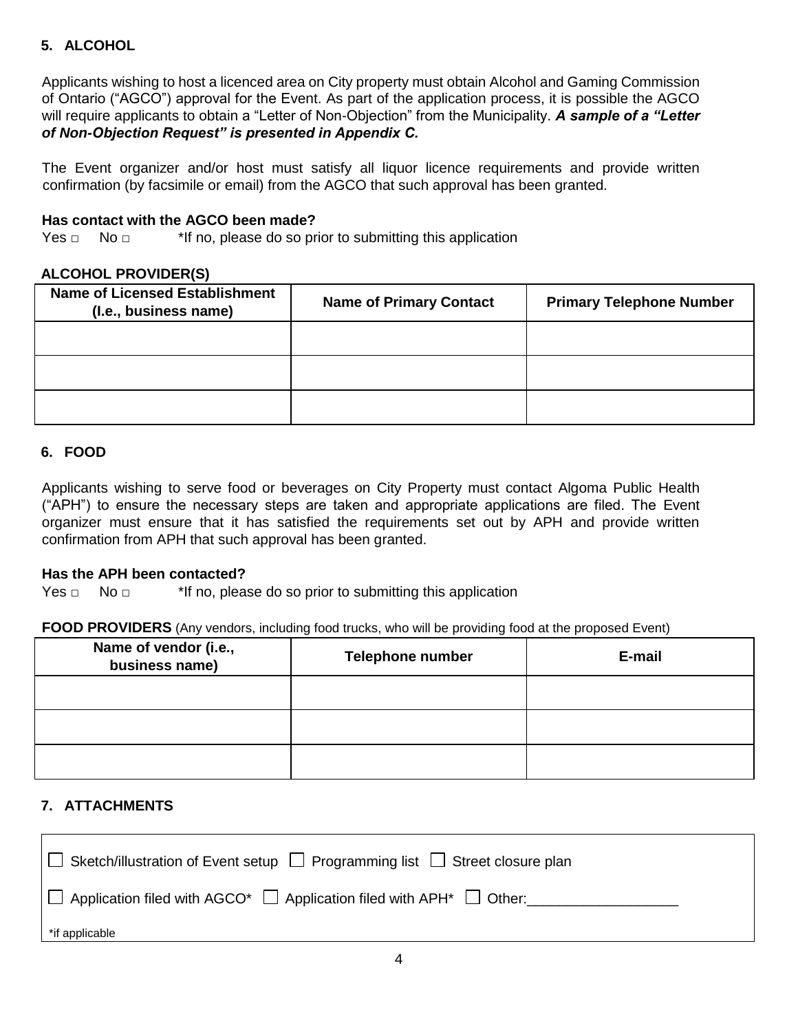## 5. ALCOHOL

Applicants wishing to host a licenced area on City property must obtain Alcohol and Gaming Commission of Ontario ("AGCO") approval for the Event. As part of the application process, it is possible the AGCO will require applicants to obtain a "Letter of Non-Objection" from the Municipality. ***A sample of a "Letter of Non-Objection Request" is presented in Appendix C.***

The Event organizer and/or host must satisfy all liquor licence requirements and provide written confirmation (by facsimile or email) from the AGCO that such approval has been granted.

**Has contact with the AGCO been made?**

Yes ☐ No ☐ *If no, please do so prior to submitting this application

**ALCOHOL PROVIDER(S)**

| Name of Licensed Establishment (I.e., business name) | Name of Primary Contact | Primary Telephone Number |
|---|---|---|
| | | |
| | | |
| | | |

## 6. FOOD

Applicants wishing to serve food or beverages on City Property must contact Algoma Public Health ("APH") to ensure the necessary steps are taken and appropriate applications are filed. The Event organizer must ensure that it has satisfied the requirements set out by APH and provide written confirmation from APH that such approval has been granted.

**Has the APH been contacted?**

Yes ☐ No ☐ *If no, please do so prior to submitting this application

**FOOD PROVIDERS** (Any vendors, including food trucks, who will be providing food at the proposed Event)

| Name of vendor (i.e., business name) | Telephone number | E-mail |
|---|---|---|
| | | |
| | | |
| | | |

## 7. ATTACHMENTS

☐ Sketch/illustration of Event setup ☐ Programming list ☐ Street closure plan

☐ Application filed with AGCO* ☐ Application filed with APH* ☐ Other:__________________

*if applicable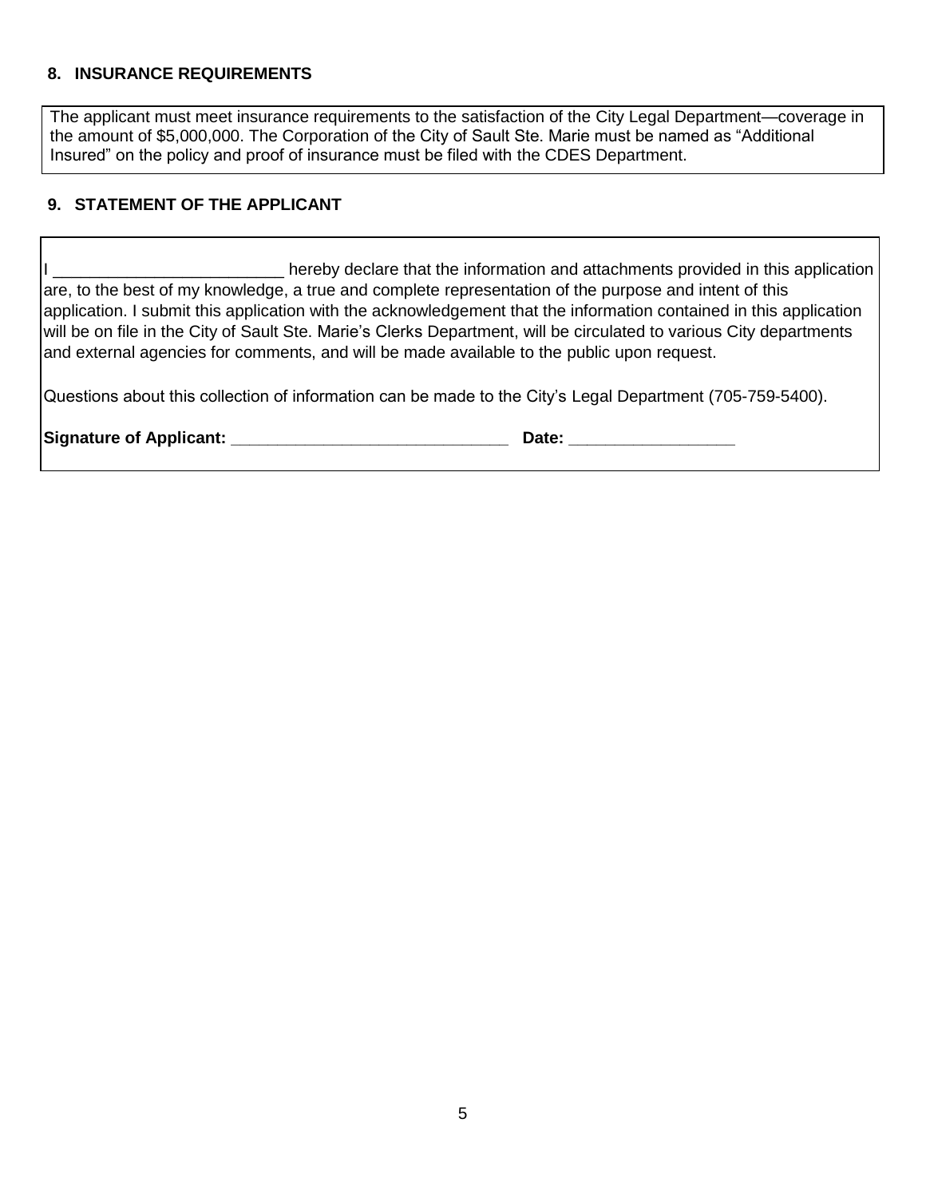## 8. INSURANCE REQUIREMENTS

The applicant must meet insurance requirements to the satisfaction of the City Legal Department—coverage in the amount of $5,000,000. The Corporation of the City of Sault Ste. Marie must be named as "Additional Insured" on the policy and proof of insurance must be filed with the CDES Department.

## 9. STATEMENT OF THE APPLICANT

I _________________________ hereby declare that the information and attachments provided in this application are, to the best of my knowledge, a true and complete representation of the purpose and intent of this application. I submit this application with the acknowledgement that the information contained in this application will be on file in the City of Sault Ste. Marie's Clerks Department, will be circulated to various City departments and external agencies for comments, and will be made available to the public upon request.

Questions about this collection of information can be made to the City's Legal Department (705-759-5400).

**Signature of Applicant:** ______________________________ **Date:** __________________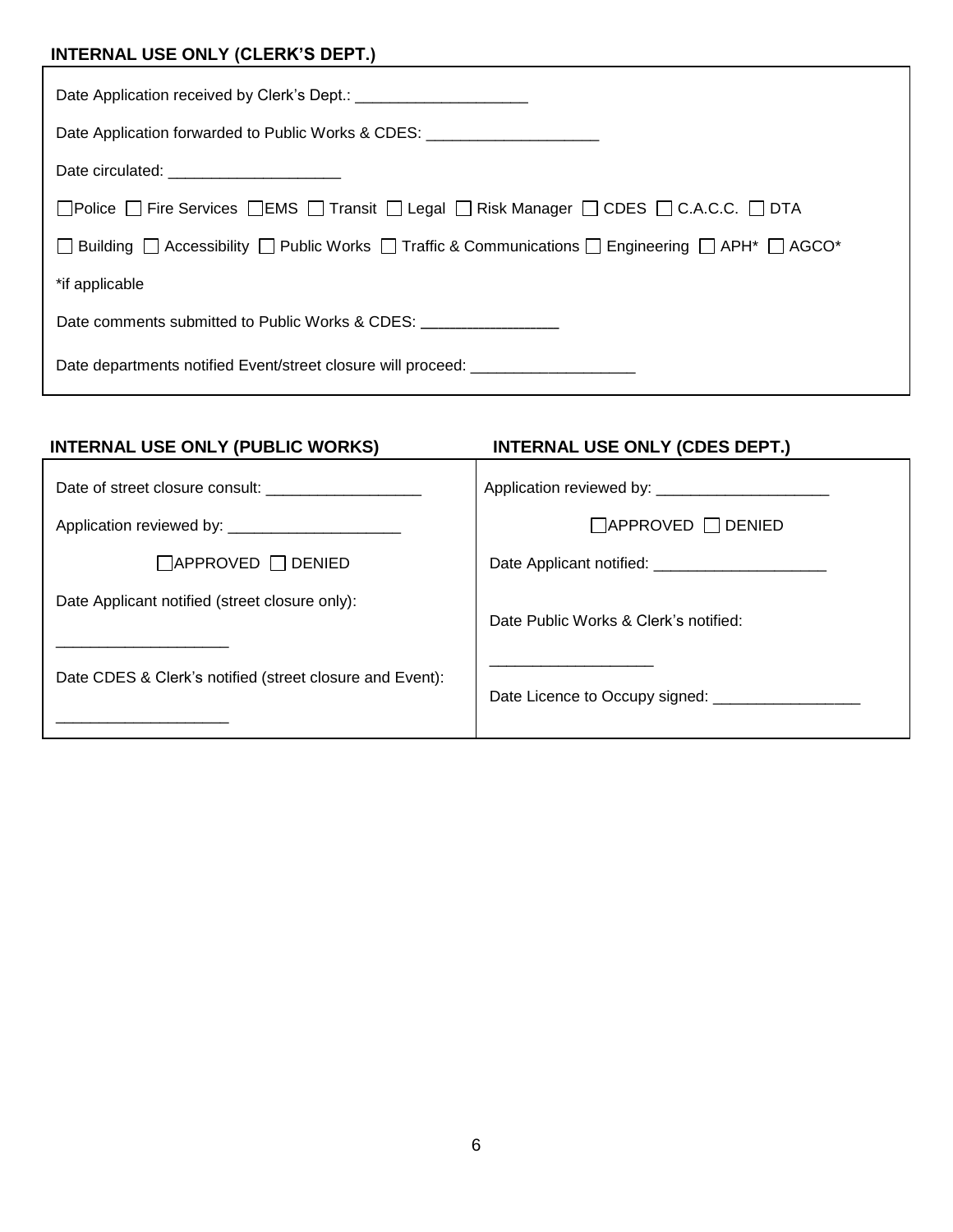**INTERNAL USE ONLY (CLERK'S DEPT.)**

Date Application received by Clerk's Dept.: ____________________

Date Application forwarded to Public Works & CDES: ____________________

Date circulated: ____________________

☐ Police ☐ Fire Services ☐ EMS ☐ Transit ☐ Legal ☐ Risk Manager ☐ CDES ☐ C.A.C.C. ☐ DTA

☐ Building ☐ Accessibility ☐ Public Works ☐ Traffic & Communications ☐ Engineering ☐ APH* ☐ AGCO*

*if applicable

Date comments submitted to Public Works & CDES: ________________

Date departments notified Event/street closure will proceed: ___________________

**INTERNAL USE ONLY (PUBLIC WORKS)**

Date of street closure consult: __________________

Application reviewed by: ____________________

☐ APPROVED ☐ DENIED

Date Applicant notified (street closure only):

___________________

Date CDES & Clerk's notified (street closure and Event):

___________________

**INTERNAL USE ONLY (CDES DEPT.)**

Application reviewed by: ____________________

☐ APPROVED ☐ DENIED

Date Applicant notified: ____________________

Date Public Works & Clerk's notified:

___________________

Date Licence to Occupy signed: _________________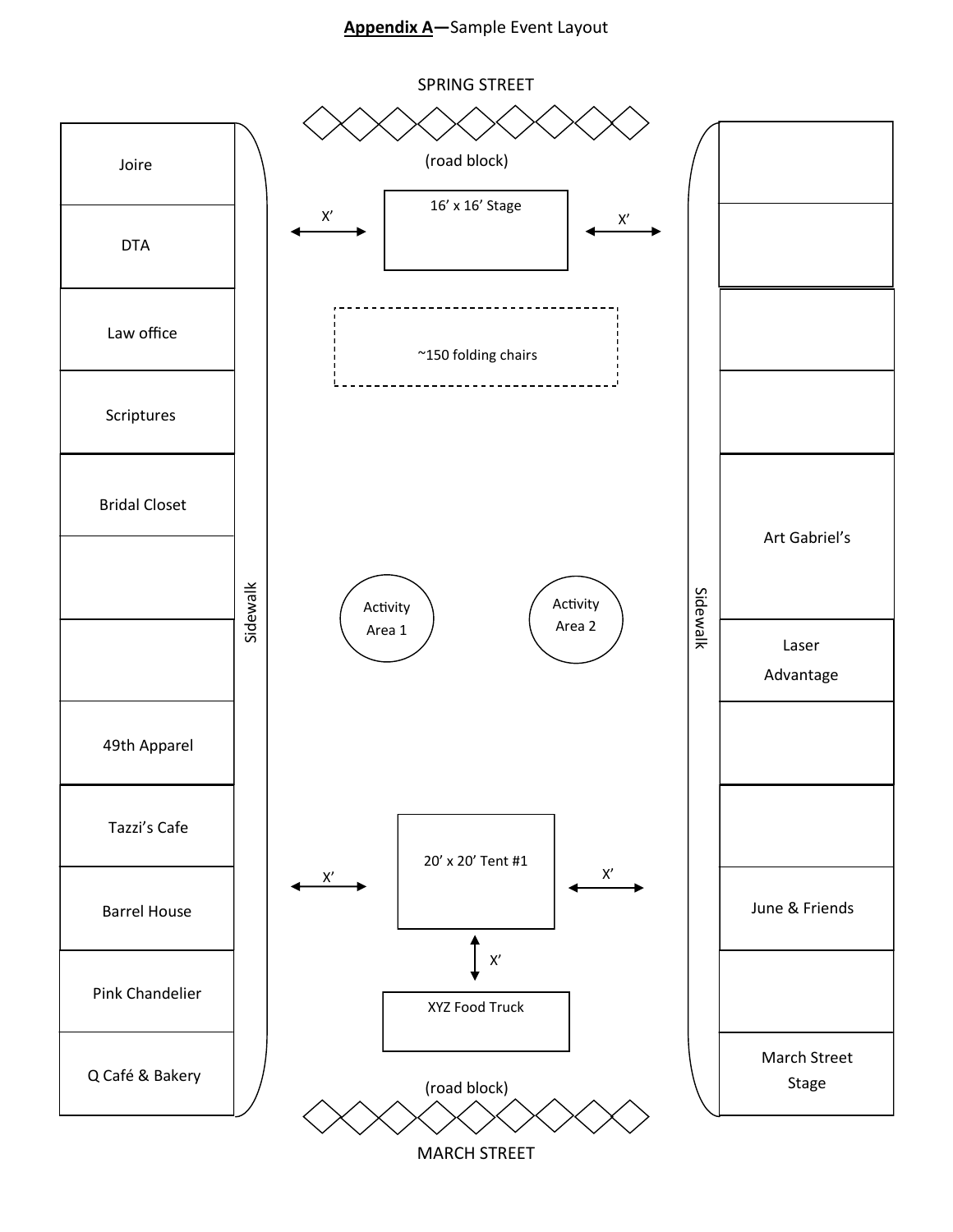**Appendix A**—Sample Event Layout

SPRING STREET

(road block)

| West side businesses | Center | East side businesses |
|---|---|---|
| Joire | 16' x 16' Stage (X' clearance on each side) | |
| DTA | | |
| Law office | ~150 folding chairs | |
| Scriptures | | |
| Bridal Closet | | Art Gabriel's |
| | Activity Area 1 / Activity Area 2 | |
| | | Laser Advantage |
| 49th Apparel | | |
| Tazzi's Cafe | 20' x 20' Tent #1 (X' clearance on each side) | |
| Barrel House | X' | June & Friends |
| Pink Chandelier | XYZ Food Truck | |
| Q Café & Bakery | | March Street Stage |

Sidewalk (west side) | Sidewalk (east side)

(road block)

MARCH STREET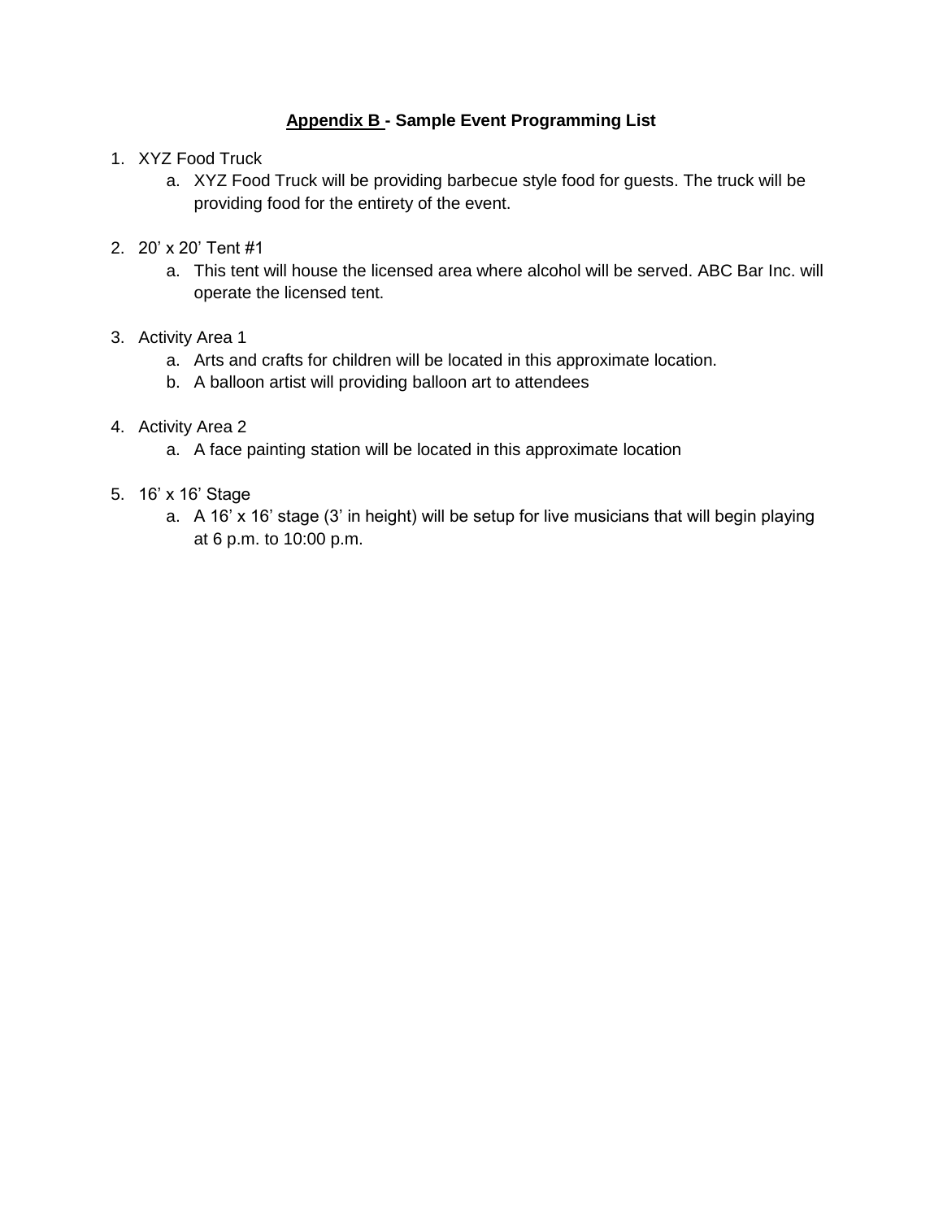## **Appendix B - Sample Event Programming List**

1. XYZ Food Truck
   a. XYZ Food Truck will be providing barbecue style food for guests. The truck will be providing food for the entirety of the event.

2. 20' x 20' Tent #1
   a. This tent will house the licensed area where alcohol will be served. ABC Bar Inc. will operate the licensed tent.

3. Activity Area 1
   a. Arts and crafts for children will be located in this approximate location.
   b. A balloon artist will providing balloon art to attendees

4. Activity Area 2
   a. A face painting station will be located in this approximate location

5. 16' x 16' Stage
   a. A 16' x 16' stage (3' in height) will be setup for live musicians that will begin playing at 6 p.m. to 10:00 p.m.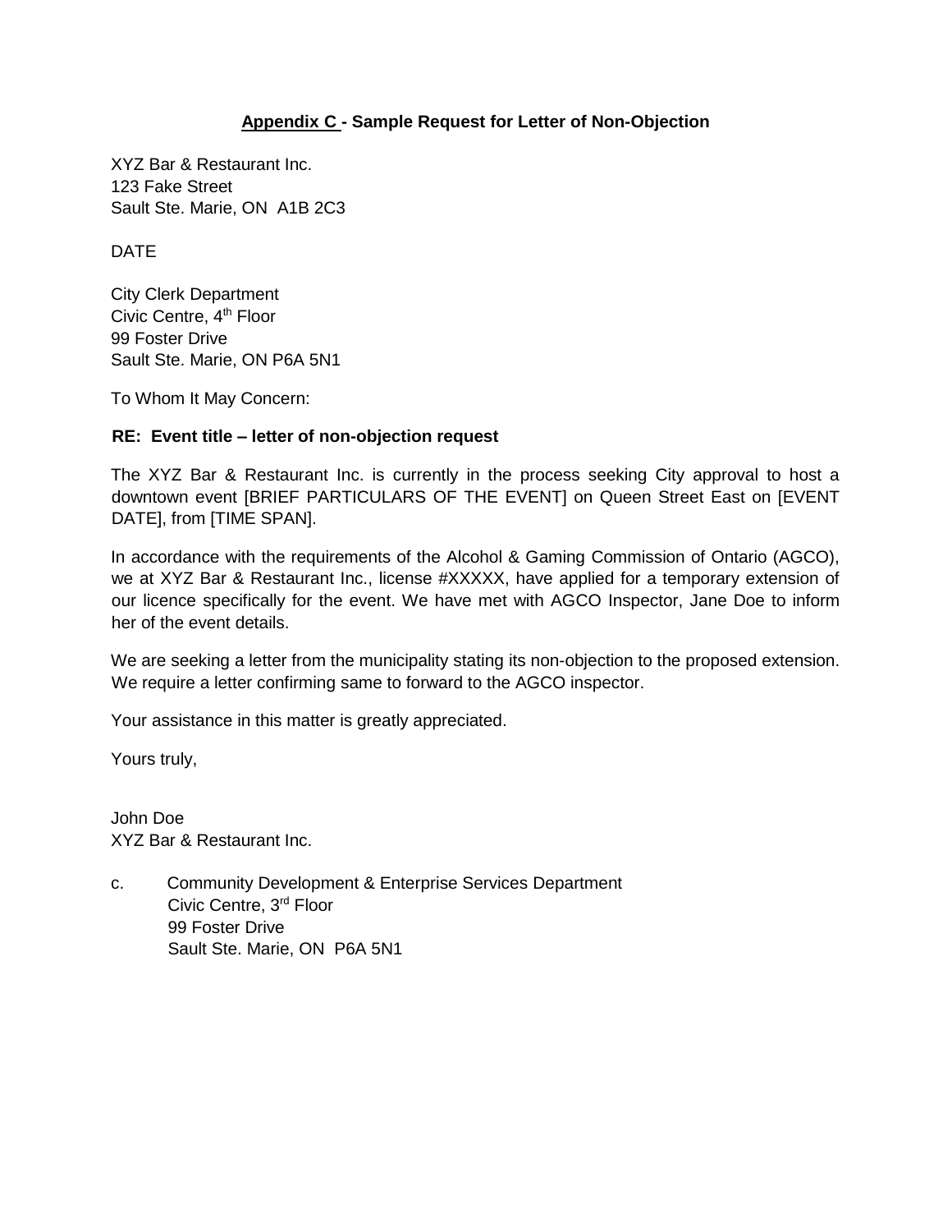**Appendix C - Sample Request for Letter of Non-Objection**

XYZ Bar & Restaurant Inc.
123 Fake Street
Sault Ste. Marie, ON A1B 2C3

DATE

City Clerk Department
Civic Centre, 4th Floor
99 Foster Drive
Sault Ste. Marie, ON P6A 5N1

To Whom It May Concern:

**RE: Event title – letter of non-objection request**

The XYZ Bar & Restaurant Inc. is currently in the process seeking City approval to host a downtown event [BRIEF PARTICULARS OF THE EVENT] on Queen Street East on [EVENT DATE], from [TIME SPAN].

In accordance with the requirements of the Alcohol & Gaming Commission of Ontario (AGCO), we at XYZ Bar & Restaurant Inc., license #XXXXX, have applied for a temporary extension of our licence specifically for the event. We have met with AGCO Inspector, Jane Doe to inform her of the event details.

We are seeking a letter from the municipality stating its non-objection to the proposed extension. We require a letter confirming same to forward to the AGCO inspector.

Your assistance in this matter is greatly appreciated.

Yours truly,

John Doe
XYZ Bar & Restaurant Inc.

c. Community Development & Enterprise Services Department
Civic Centre, 3rd Floor
99 Foster Drive
Sault Ste. Marie, ON P6A 5N1